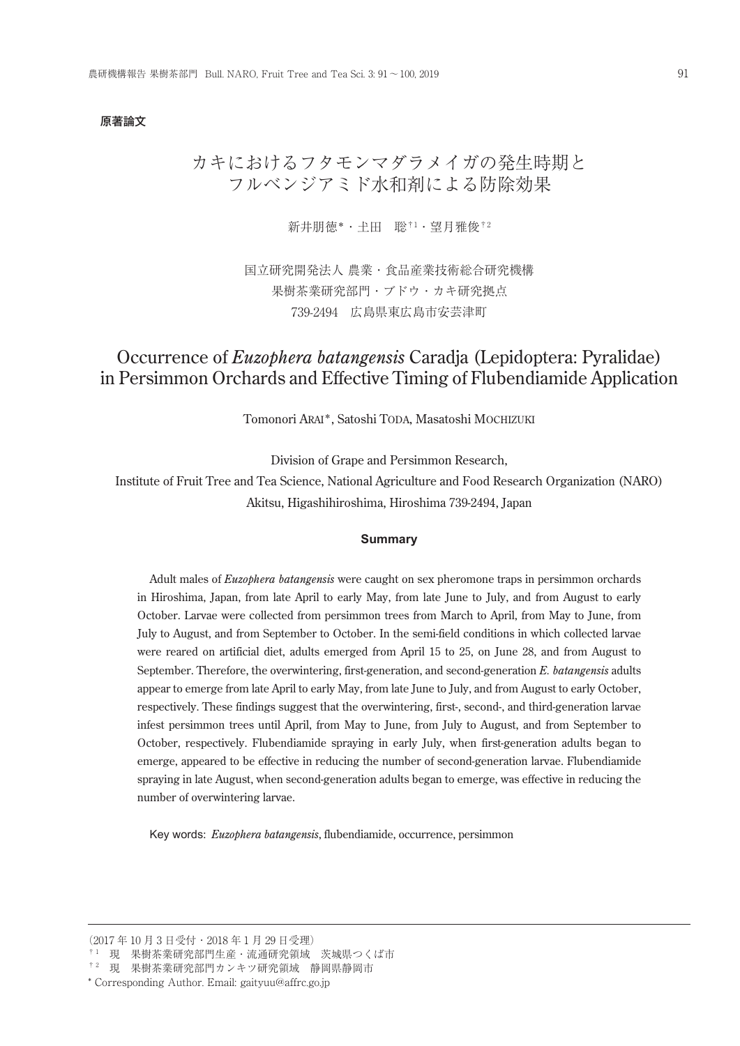原著論文

# カキにおけるフタモンマダラメイガの発生時期とフルベンジアミド水和剤による防除効果

新井朋徳*・土田　聡[†1]・望月雅俊[†2]

国立研究開発法人 農業・食品産業技術総合研究機構
果樹茶業研究部門・ブドウ・カキ研究拠点
739-2494　広島県東広島市安芸津町

# Occurrence of *Euzophera batangensis* Caradja (Lepidoptera: Pyralidae) in Persimmon Orchards and Effective Timing of Flubendiamide Application

Tomonori ARAI*, Satoshi TODA, Masatoshi MOCHIZUKI

Division of Grape and Persimmon Research,
Institute of Fruit Tree and Tea Science, National Agriculture and Food Research Organization (NARO)
Akitsu, Higashihiroshima, Hiroshima 739-2494, Japan

## Summary

Adult males of *Euzophera batangensis* were caught on sex pheromone traps in persimmon orchards in Hiroshima, Japan, from late April to early May, from late June to July, and from August to early October. Larvae were collected from persimmon trees from March to April, from May to June, from July to August, and from September to October. In the semi-field conditions in which collected larvae were reared on artificial diet, adults emerged from April 15 to 25, on June 28, and from August to September. Therefore, the overwintering, first-generation, and second-generation *E. batangensis* adults appear to emerge from late April to early May, from late June to July, and from August to early October, respectively. These findings suggest that the overwintering, first-, second-, and third-generation larvae infest persimmon trees until April, from May to June, from July to August, and from September to October, respectively. Flubendiamide spraying in early July, when first-generation adults began to emerge, appeared to be effective in reducing the number of second-generation larvae. Flubendiamide spraying in late August, when second-generation adults began to emerge, was effective in reducing the number of overwintering larvae.

Key words: *Euzophera batangensis*, flubendiamide, occurrence, persimmon

---

（2017 年 10 月 3 日受付・2018 年 1 月 29 日受理）

[†1]　現　果樹茶業研究部門生産・流通研究領域　茨城県つくば市

[†2]　現　果樹茶業研究部門カンキツ研究領域　静岡県静岡市

\* Corresponding Author. Email: gaityuu@affrc.go.jp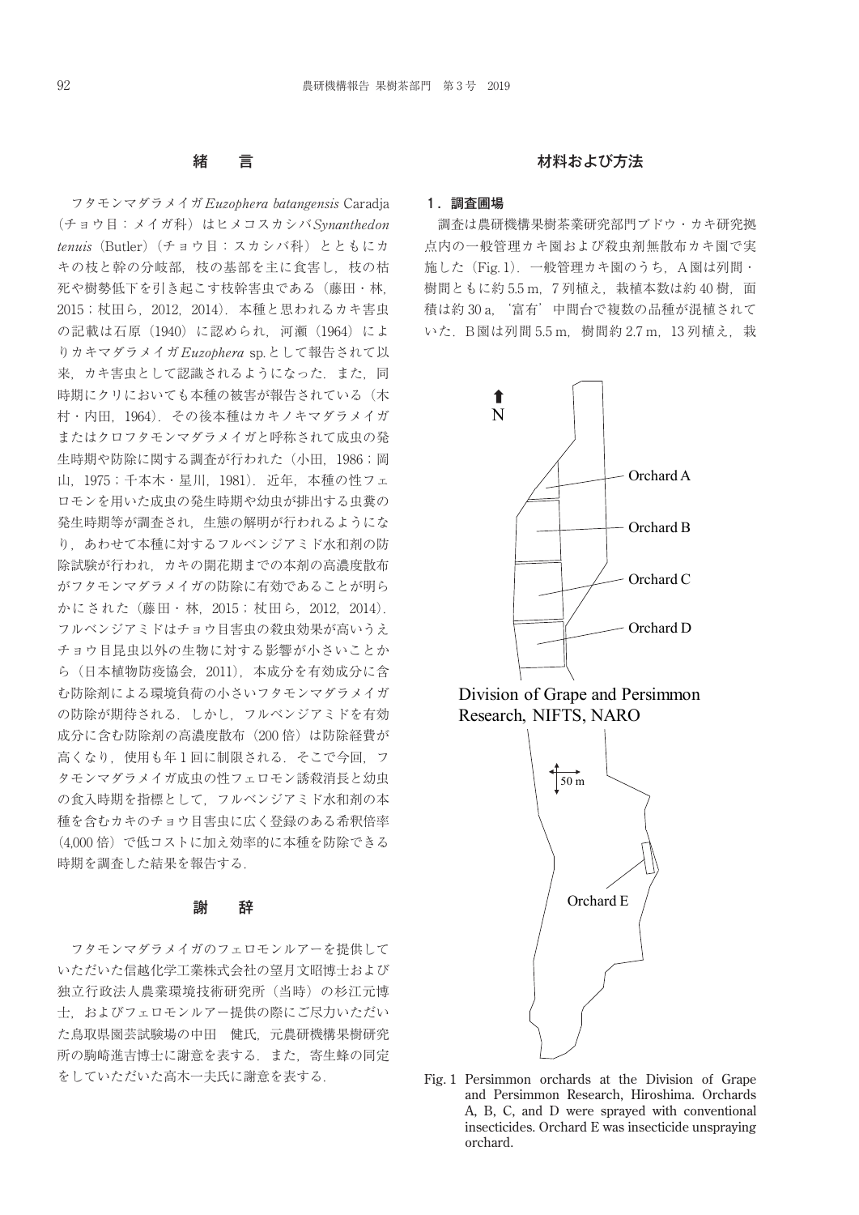## 緒　　言

フタモンマダラメイガ*Euzophera batangensis* Caradja（チョウ目：メイガ科）はヒメコスカシバ*Synanthedon tenuis*（Butler）（チョウ目：スカシバ科）とともにカキの枝と幹の分岐部，枝の基部を主に食害し，枝の枯死や樹勢低下を引き起こす枝幹害虫である（藤田・林，2015；杖田ら，2012，2014）．本種と思われるカキ害虫の記載は石原（1940）に認められ，河瀬（1964）によりカキマダラメイガ*Euzophera* sp.として報告されて以来，カキ害虫として認識されるようになった．また，同時期にクリにおいても本種の被害が報告されている（木村・内田，1964）．その後本種はカキノキマダラメイガまたはクロフタモンマダラメイガと呼称されて成虫の発生時期や防除に関する調査が行われた（小田，1986；岡山，1975；千本木・星川，1981）．近年，本種の性フェロモンを用いた成虫の発生時期や幼虫が排出する虫糞の発生時期等が調査され，生態の解明が行われるようになり，あわせて本種に対するフルベンジアミド水和剤の防除試験が行われ，カキの開花期までの本剤の高濃度散布がフタモンマダラメイガの防除に有効であることが明らかにされた（藤田・林，2015；杖田ら，2012，2014）．フルベンジアミドはチョウ目害虫の殺虫効果が高いうえチョウ目昆虫以外の生物に対する影響が小さいことから（日本植物防疫協会，2011），本成分を有効成分に含む防除剤による環境負荷の小さいフタモンマダラメイガの防除が期待される．しかし，フルベンジアミドを有効成分に含む防除剤の高濃度散布（200 倍）は防除経費が高くなり，使用も年 1 回に制限される．そこで今回，フタモンマダラメイガ成虫の性フェロモン誘殺消長と幼虫の食入時期を指標として，フルベンジアミド水和剤の本種を含むカキのチョウ目害虫に広く登録のある希釈倍率（4,000 倍）で低コストに加え効率的に本種を防除できる時期を調査した結果を報告する．

## 謝　　辞

フタモンマダラメイガのフェロモンルアーを提供していただいた信越化学工業株式会社の望月文昭博士および独立行政法人農業環境技術研究所（当時）の杉江元博士，およびフェロモンルアー提供の際にご尽力いただいた鳥取県園芸試験場の中田　健氏，元農研機構果樹研究所の駒崎進吉博士に謝意を表する．また，寄生蜂の同定をしていただいた高木一夫氏に謝意を表する．

## 材料および方法

### 1．調査圃場

調査は農研機構果樹茶業研究部門ブドウ・カキ研究拠点内の一般管理カキ園および殺虫剤無散布カキ園で実施した（Fig. 1）．一般管理カキ園のうち，A 園は列間・樹間ともに約 5.5 m，7 列植え，栽植本数は約 40 樹，面積は約 30 a，‘富有’中間台で複数の品種が混植されていた．B 園は列間 5.5 m，樹間約 2.7 m，13 列植え，栽

Fig. 1 Persimmon orchards at the Division of Grape and Persimmon Research, Hiroshima. Orchards A, B, C, and D were sprayed with conventional insecticides. Orchard E was insecticide unspraying orchard.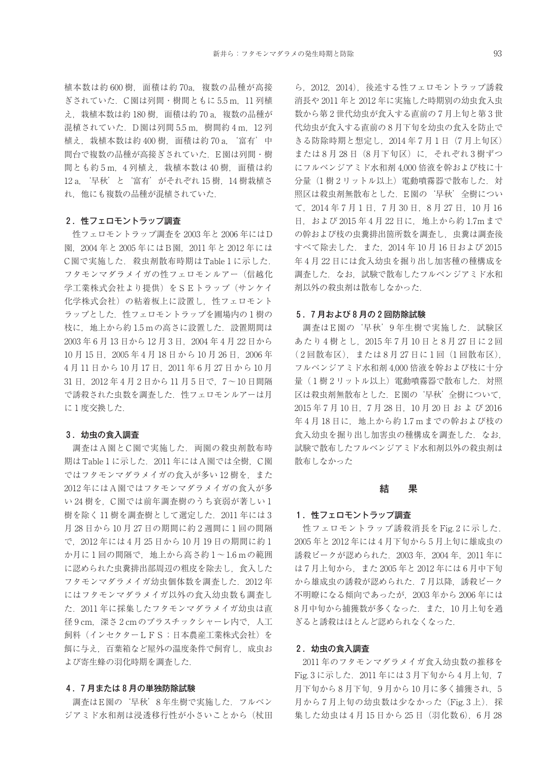植本数は約 600 樹，面積は約 70a，複数の品種が高接ぎされていた．C 園は列間・樹間ともに 5.5 m，11 列植え，栽植本数は約 180 樹，面積は約 70 a，複数の品種が混植されていた．D 園は列間 5.5 m，樹間約 4 m，12 列植え，栽植本数は約 400 樹，面積は約 70 a，'富有' 中間台で複数の品種が高接ぎされていた．E 園は列間・樹間とも約 5 m，4 列植え，栽植本数は 40 樹，面積は約 12 a，'早秋' と '富有' がそれぞれ 15 樹，14 樹栽植され，他にも複数の品種が混植されていた．

### 2．性フェロモントラップ調査

性フェロモントラップ調査を 2003 年と 2006 年には D 園，2004 年と 2005 年には B 園，2011 年と 2012 年には C 園で実施した．殺虫剤散布時期は Table 1 に示した．フタモンマダラメイガの性フェロモンルアー（信越化学工業株式会社より提供）を S E トラップ（サンケイ化学株式会社）の粘着板上に設置し，性フェロモントラップとした．性フェロモントラップを圃場内の 1 樹の枝に，地上から約 1.5 m の高さに設置した．設置期間は 2003 年 6 月 13 日から 12 月 3 日，2004 年 4 月 22 日から 10 月 15 日，2005 年 4 月 18 日から 10 月 26 日，2006 年 4 月 11 日から 10 月 17 日，2011 年 6 月 27 日から 10 月 31 日，2012 年 4 月 2 日から 11 月 5 日で，7～10 日間隔で誘殺された虫数を調査した．性フェロモンルアーは月に 1 度交換した．

### 3．幼虫の食入調査

調査は A 園と C 園で実施した．両園の殺虫剤散布時期は Table 1 に示した．2011 年には A 園では全樹，C 園ではフタモンマダラメイガの食入が多い 12 樹を，また 2012 年には A 園ではフタモンマダラメイガの食入が多い 24 樹を，C 園では前年調査樹のうち衰弱が著しい 1 樹を除く 11 樹を調査樹として選定した．2011 年には 3 月 28 日から 10 月 27 日の期間に約 2 週間に 1 回の間隔で，2012 年には 4 月 25 日から 10 月 19 日の期間に約 1 か月に 1 回の間隔で，地上から高さ約 1～1.6 m の範囲に認められた虫糞排出部周辺の粗皮を除去し，食入したフタモンマダラメイガ幼虫個体数を調査した．2012 年にはフタモンマダラメイガ以外の食入幼虫数も調査した．2011 年に採集したフタモンマダラメイガ幼虫は直径 9 cm，深さ 2 cm のプラスチックシャーレ内で，人工飼料（インセクター L F S；日本農産工業株式会社）を餌に与え，百葉箱など屋外の温度条件で飼育し，成虫および寄生蜂の羽化時期を調査した．

### 4．7 月または 8 月の単独防除試験

調査は E 園の '早秋' 8 年生樹で実施した．フルベンジアミド水和剤は浸透移行性が小さいことから（杖田ら，2012，2014），後述する性フェロモントラップ誘殺消長や 2011 年と 2012 年に実施した時期別の幼虫食入虫数から第 2 世代幼虫が食入する直前の 7 月上旬と第 3 世代幼虫が食入する直前の 8 月下旬を幼虫の食入を防止できる防除時期と想定し，2014 年 7 月 1 日（7 月上旬区）または 8 月 28 日（8 月下旬区）に，それぞれ 3 樹ずつにフルベンジアミド水和剤 4,000 倍液を幹および枝に十分量（1 樹 2 リットル以上）電動噴霧器で散布した．対照区は殺虫剤無散布とした．E 園の '早秋' 全樹について，2014 年 7 月 1 日，7 月 30 日，8 月 27 日，10 月 16 日，および 2015 年 4 月 22 日に，地上から約 1.7m までの幹および枝の虫糞排出箇所数を調査し，虫糞は調査後すべて除去した．また，2014 年 10 月 16 日および 2015 年 4 月 22 日には食入幼虫を掘り出し加害種の種構成を調査した．なお，試験で散布したフルベンジアミド水和剤以外の殺虫剤は散布しなかった．

### 5．7 月および 8 月の 2 回防除試験

調査は E 園の '早秋' 9 年生樹で実施した．試験区あたり 4 樹とし，2015 年 7 月 10 日と 8 月 27 日に 2 回（2 回散布区），または 8 月 27 日に 1 回（1 回散布区），フルベンジアミド水和剤 4,000 倍液を幹および枝に十分量（1 樹 2 リットル以上）電動噴霧器で散布した．対照区は殺虫剤無散布とした．E 園の '早秋' 全樹について，2015 年 7 月 10 日，7 月 28 日，10 月 20 日 および 2016 年 4 月 18 日に，地上から約 1.7 m までの幹および枝の食入幼虫を掘り出し加害虫の種構成を調査した．なお，試験で散布したフルベンジアミド水和剤以外の殺虫剤は散布しなかった

## 結　果

### 1．性フェロモントラップ調査

性フェロモントラップ誘殺消長を Fig. 2 に示した．2005 年と 2012 年には 4 月下旬から 5 月上旬に雄成虫の誘殺ピークが認められた．2003 年，2004 年，2011 年には 7 月上旬から，また 2005 年と 2012 年には 6 月中下旬から雄成虫の誘殺が認められた．7 月以降，誘殺ピーク不明瞭になる傾向であったが，2003 年から 2006 年には 8 月中旬から捕獲数が多くなった．また，10 月上旬を過ぎると誘殺はほとんど認められなくなった．

### 2．幼虫の食入調査

2011 年のフタモンマダラメイガ食入幼虫数の推移を Fig. 3 に示した．2011 年には 3 月下旬から 4 月上旬，7 月下旬から 8 月下旬，9 月から 10 月に多く捕獲され，5 月から 7 月上旬の幼虫数は少なかった（Fig. 3 上）．採集した幼虫は 4 月 15 日から 25 日（羽化数 6），6 月 28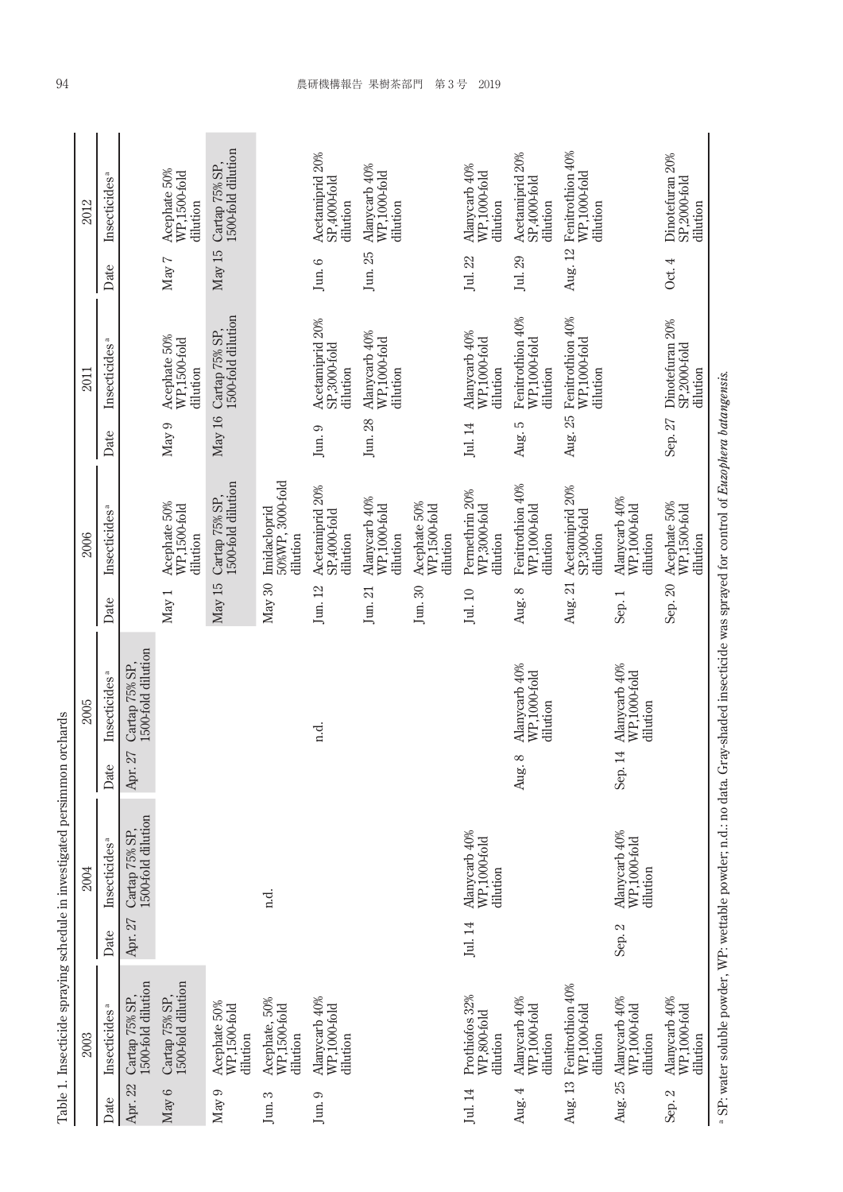Table 1. Insecticide spraying schedule in investigated persimmon orchards

| 2003 | | 2004 | | 2005 | | 2006 | | 2011 | | 2012 | |
|---|---|---|---|---|---|---|---|---|---|---|---|
| Date | Insecticides[a] | Date | Insecticides[a] | Date | Insecticides[a] | Date | Insecticides[a] | Date | Insecticides[a] | Date | Insecticides[a] |
| Apr. 22 | Cartap 75% SP, 1500-fold dilution | Apr. 27 | Cartap 75% SP, 1500-fold dilution | Apr. 27 | Cartap 75% SP, 1500-fold dilution | | | | | | |
| May 6 | Cartap 75% SP, 1500-fold dilution | | | | | May 1 | Acephate 50% WP,1500-fold dilution | May 9 | Acephate 50% WP,1500-fold dilution | May 7 | Acephate 50% WP,1500-fold dilution |
| May 9 | Acephate 50% WP,1500-fold dilution | | | | | May 15 | Cartap 75% SP, 1500-fold dilution | May 16 | Cartap 75% SP, 1500-fold dilution | May 15 | Cartap 75% SP, 1500-fold dilution |
| Jun. 3 | Acephate, 50% WP,1500-fold dilution | | n.d. | | | May 30 | Imidacloprid 50%WP, 3000-fold dilution | | | | |
| Jun. 9 | Alanycarb 40% WP,1000-fold dilution | | | | n.d. | Jun. 12 | Acetamiprid 20% SP,4000-fold dilution | Jun. 9 | Acetamiprid 20% SP,3000-fold dilution | Jun. 6 | Acetamiprid 20% SP,4000-fold dilution |
| | | | | | | Jun. 21 | Alanycarb 40% WP,1000-fold dilution | Jun. 28 | Alanycarb 40% WP,1000-fold dilution | Jun. 25 | Alanycarb 40% WP,1000-fold dilution |
| | | | | | | Jun. 30 | Acephate 50% WP,1500-fold dilution | | | | |
| Jul. 14 | Prothiofos 32% WP,800-fold dilution | Jul. 14 | Alanycarb 40% WP,1000-fold dilution | | | Jul. 10 | Permethrin 20% WP,3000-fold dilution | Jul. 14 | Alanycarb 40% WP,1000-fold dilution | Jul. 22 | Alanycarb 40% WP,1000-fold dilution |
| Aug. 4 | Alanycarb 40% WP,1000-fold dilution | | | Aug. 8 | Alanycarb 40% WP,1000-fold dilution | Aug. 8 | Fenitrothion 40% WP,1000-fold dilution | Aug. 5 | Fenitrothion 40% WP,1000-fold dilution | Jul. 29 | Acetamiprid 20% SP,4000-fold dilution |
| Aug. 13 | Fenitrothion 40% WP,1000-fold dilution | | | | | Aug. 21 | Acetamiprid 20% SP,3000-fold dilution | Aug. 25 | Fenitrothion 40% WP,1000-fold dilution | Aug. 12 | Fenitrothion 40% WP,1000-fold dilution |
| Aug. 25 | Alanycarb 40% WP,1000-fold dilution | Sep. 2 | Alanycarb 40% WP,1000-fold dilution | Sep. 14 | Alanycarb 40% WP,1000-fold dilution | Sep. 1 | Alanycarb 40% WP,1000-fold dilution | | | | |
| Sep. 2 | Alanycarb 40% WP,1000-fold dilution | | | | | Sep. 20 | Acephate 50% WP,1500-fold dilution | Sep. 27 | Dinotefuran 20% SP,2000-fold dilution | Oct. 4 | Dinotefuran 20% SP,2000-fold dilution |

[a] SP: water soluble powder, WP: wettable powder; n.d.: no data. Gray-shaded insecticide was sprayed for control of *Euzophera batangensis*.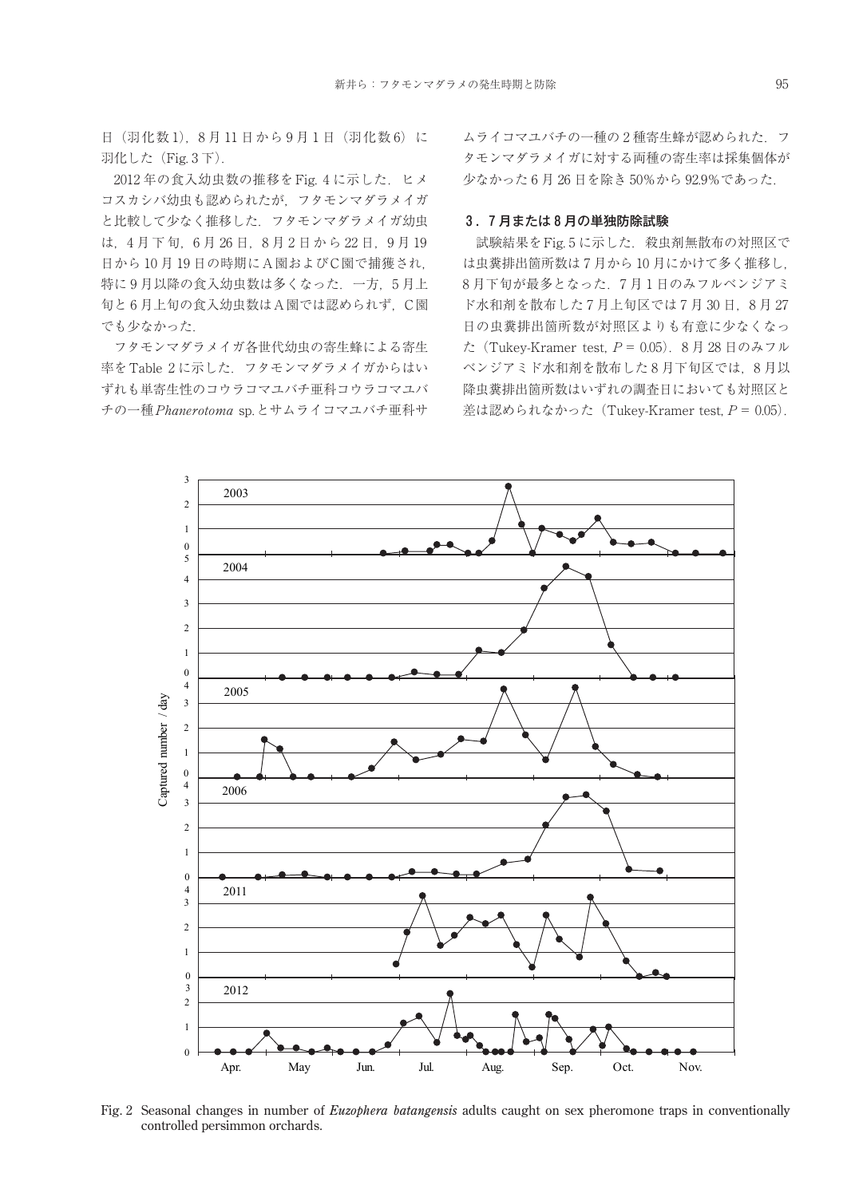日（羽化数 1），8 月 11 日から 9 月 1 日（羽化数 6）に羽化した（Fig. 3 下）．

2012 年の食入幼虫数の推移を Fig. 4 に示した．ヒメコスカシバ幼虫も認められたが，フタモンマダラメイガと比較して少なく推移した．フタモンマダラメイガ幼虫は，4 月下旬，6 月 26 日，8 月 2 日から 22 日，9 月 19 日から 10 月 19 日の時期に A 園および C 園で捕獲され，特に 9 月以降の食入幼虫数は多くなった．一方，5 月上旬と 6 月上旬の食入幼虫数は A 園では認められず，C 園でも少なかった．

フタモンマダラメイガ各世代幼虫の寄生蜂による寄生率を Table 2 に示した．フタモンマダラメイガからはいずれも単寄生性のコウラコマユバチ亜科コウラコマユバチの一種 *Phanerotoma* sp. とサムライコマユバチ亜科サムライコマユバチの一種の 2 種寄生蜂が認められた．フタモンマダラメイガに対する両種の寄生率は採集個体が少なかった 6 月 26 日を除き 50% から 92.9% であった．

### 3．7 月または 8 月の単独防除試験

試験結果を Fig. 5 に示した．殺虫剤無散布の対照区では虫糞排出箇所数は 7 月から 10 月にかけて多く推移し，8 月下旬が最多となった．7 月 1 日のみフルベンジアミド水和剤を散布した 7 月上旬区では 7 月 30 日，8 月 27 日の虫糞排出箇所数が対照区よりも有意に少なくなった（Tukey-Kramer test, $P = 0.05$）．8 月 28 日のみフルベンジアミド水和剤を散布した 8 月下旬区では，8 月以降虫糞排出箇所数はいずれの調査日においても対照区と差は認められなかった（Tukey-Kramer test, $P = 0.05$）．

Fig. 2 Seasonal changes in number of *Euzophera batangensis* adults caught on sex pheromone traps in conventionally controlled persimmon orchards.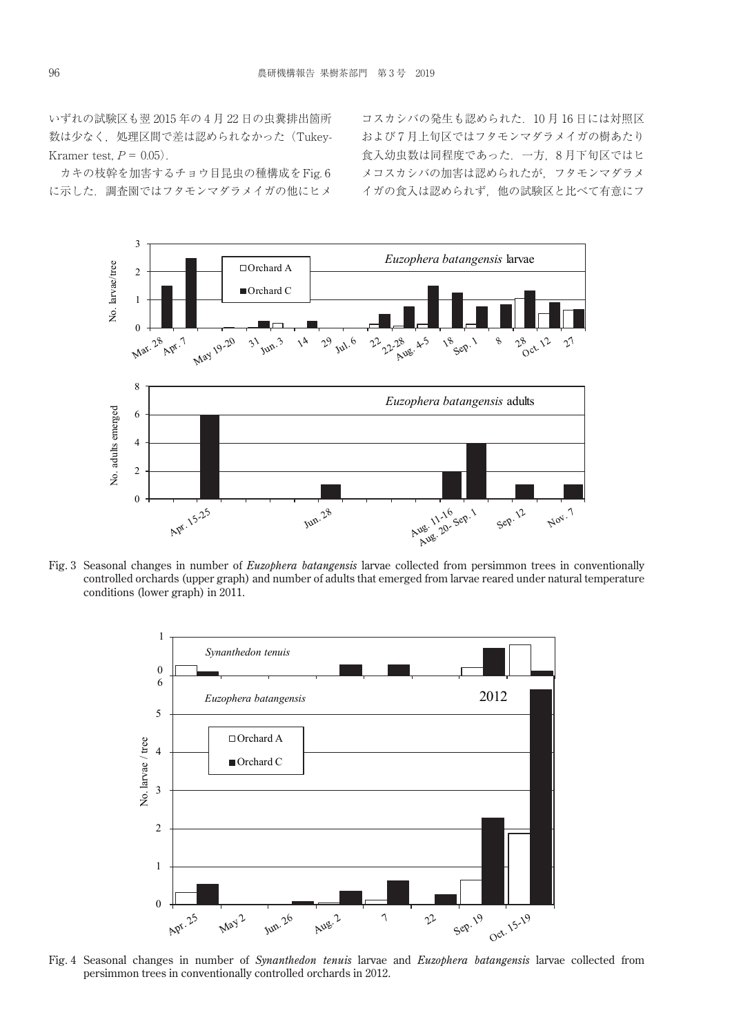いずれの試験区も翌 2015 年の 4 月 22 日の虫糞排出箇所数は少なく，処理区間で差は認められなかった（Tukey-Kramer test, $P = 0.05$）．

カキの枝幹を加害するチョウ目昆虫の種構成を Fig. 6 に示した．調査園ではフタモンマダラメイガの他にヒメコスカシバの発生も認められた．10 月 16 日には対照区および 7 月上旬区ではフタモンマダラメイガの樹あたり食入幼虫数は同程度であった．一方，8 月下旬区ではヒメコスカシバの加害は認められたが，フタモンマダラメイガの食入は認められず，他の試験区と比べて有意にフ

Fig. 3 Seasonal changes in number of ***Euzophera batangensis*** larvae collected from persimmon trees in conventionally controlled orchards (upper graph) and number of adults that emerged from larvae reared under natural temperature conditions (lower graph) in 2011.

Fig. 4 Seasonal changes in number of ***Synanthedon tenuis*** larvae and ***Euzophera batangensis*** larvae collected from persimmon trees in conventionally controlled orchards in 2012.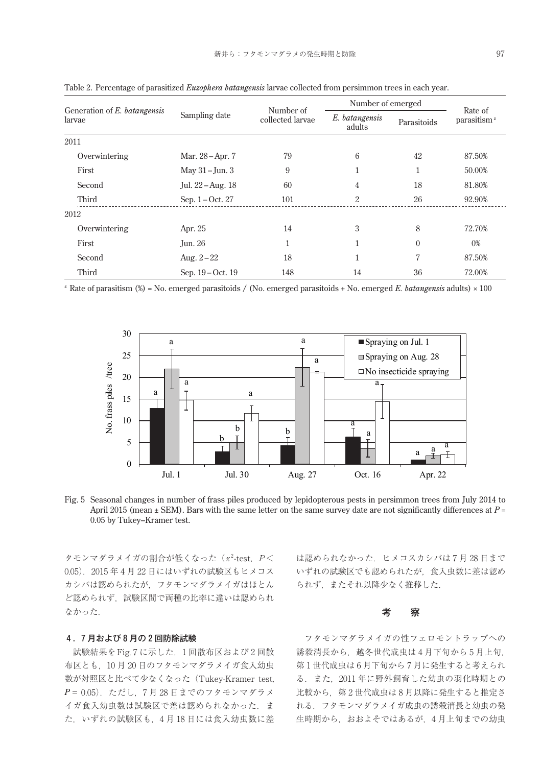Table 2. Percentage of parasitized *Euzophera batangensis* larvae collected from persimmon trees in each year.

| Generation of *E. batangensis* larvae | Sampling date | Number of collected larvae | Number of emerged | | Rate of parasitism[z] |
|---|---|---|---|---|---|
| | | | *E. batangensis* adults | Parasitoids | |
| 2011 | | | | | |
| Overwintering | Mar. 28 – Apr. 7 | 79 | 6 | 42 | 87.50% |
| First | May 31 – Jun. 3 | 9 | 1 | 1 | 50.00% |
| Second | Jul. 22 – Aug. 18 | 60 | 4 | 18 | 81.80% |
| Third | Sep. 1 – Oct. 27 | 101 | 2 | 26 | 92.90% |
| 2012 | | | | | |
| Overwintering | Apr. 25 | 14 | 3 | 8 | 72.70% |
| First | Jun. 26 | 1 | 1 | 0 | 0% |
| Second | Aug. 2 – 22 | 18 | 1 | 7 | 87.50% |
| Third | Sep. 19 – Oct. 19 | 148 | 14 | 36 | 72.00% |

[z] Rate of parasitism (%) = No. emerged parasitoids / (No. emerged parasitoids + No. emerged *E. batangensis* adults) × 100

Fig. 5 Seasonal changes in number of frass piles produced by lepidopterous pests in persimmon trees from July 2014 to April 2015 (mean ± SEM). Bars with the same letter on the same survey date are not significantly differences at *P* = 0.05 by Tukey–Kramer test.

タモンマダラメイガの割合が低くなった（$x^2$-test, $P <$ 0.05）．2015 年 4 月 22 日にはいずれの試験区もヒメコスカシバは認められたが，フタモンマダラメイガはほとんど認められず，試験区間で両種の比率に違いは認められなかった．

### 4．7 月および 8 月の 2 回防除試験

試験結果を Fig. 7 に示した．1 回散布区および 2 回散布区とも，10 月 20 日のフタモンマダラメイガ食入幼虫数が対照区と比べて少なくなった（Tukey-Kramer test, $P = 0.05$）．ただし，7 月 28 日までのフタモンマダラメイガ食入幼虫数は試験区で差は認められなかった．また，いずれの試験区も，4 月 18 日には食入幼虫数に差は認められなかった．ヒメコスカシバは 7 月 28 日までいずれの試験区でも認められたが，食入虫数に差は認められず，またそれ以降少なく推移した．

## 考　察

フタモンマダラメイガの性フェロモントラップへの誘殺消長から，越冬世代成虫は 4 月下旬から 5 月上旬，第 1 世代成虫は 6 月下旬から 7 月に発生すると考えられる．また，2011 年に野外飼育した幼虫の羽化時期との比較から，第 2 世代成虫は 8 月以降に発生すると推定される．フタモンマダラメイガ成虫の誘殺消長と幼虫の発生時期から，おおよそではあるが，4 月上旬までの幼虫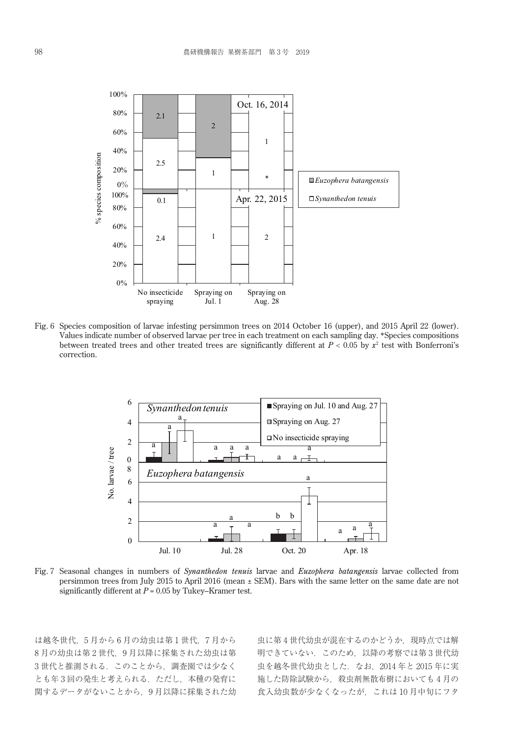Fig. 6 Species composition of larvae infesting persimmon trees on 2014 October 16 (upper), and 2015 April 22 (lower). Values indicate number of observed larvae per tree in each treatment on each sampling day. *Species compositions between treated trees and other treated trees are significantly different at $P < 0.05$ by $x^2$ test with Bonferroni's correction.

Fig. 7 Seasonal changes in numbers of *Synanthedon tenuis* larvae and *Euzophera batangensis* larvae collected from persimmon trees from July 2015 to April 2016 (mean ± SEM). Bars with the same letter on the same date are not significantly different at $P = 0.05$ by Tukey–Kramer test.

は越冬世代，5 月から 6 月の幼虫は第 1 世代，7 月から 8 月の幼虫は第 2 世代，9 月以降に採集された幼虫は第 3 世代と推測される．このことから，調査園では少なくとも年 3 回の発生と考えられる．ただし，本種の発育に関するデータがないことから，9 月以降に採集された幼虫に第 4 世代幼虫が混在するのかどうか，現時点では解明できていない．このため，以降の考察では第 3 世代幼虫を越冬世代幼虫とした．なお，2014 年と 2015 年に実施した防除試験から，殺虫剤無散布樹においても 4 月の食入幼虫数が少なくなったが，これは 10 月中旬にフタ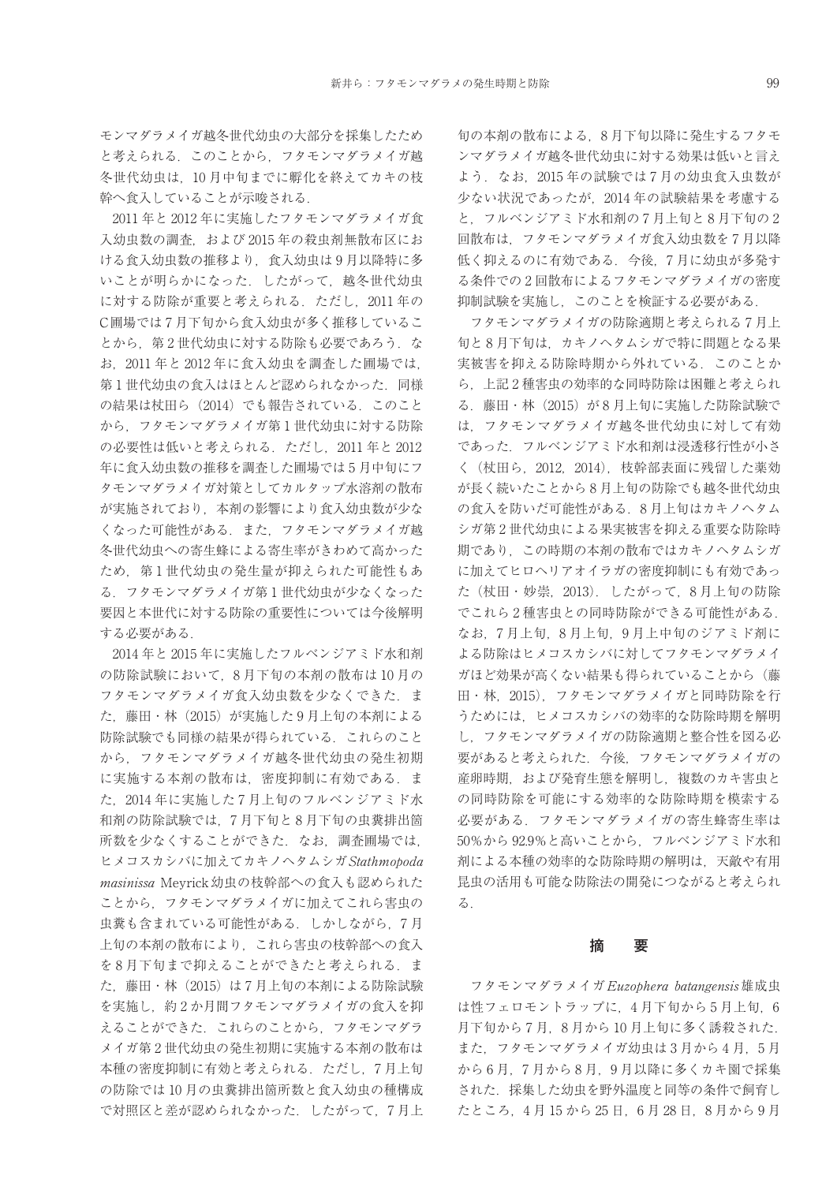モンマダラメイガ越冬世代幼虫の大部分を採集したためと考えられる．このことから，フタモンマダラメイガ越冬世代幼虫は，10 月中旬までに孵化を終えてカキの枝幹へ食入していることが示唆される．

2011 年と 2012 年に実施したフタモンマダラメイガ食入幼虫数の調査，および 2015 年の殺虫剤無散布区における食入幼虫数の推移より，食入幼虫は 9 月以降特に多いことが明らかになった．したがって，越冬世代幼虫に対する防除が重要と考えられる．ただし，2011 年の C 圃場では 7 月下旬から食入幼虫が多く推移していることから，第 2 世代幼虫に対する防除も必要であろう．なお，2011 年と 2012 年に食入幼虫を調査した圃場では，第 1 世代幼虫の食入はほとんど認められなかった．同様の結果は杖田ら（2014）でも報告されている．このことから，フタモンマダラメイガ第 1 世代幼虫に対する防除の必要性は低いと考えられる．ただし，2011 年と 2012 年に食入幼虫数の推移を調査した圃場では 5 月中旬にフタモンマダラメイガ対策としてカルタップ水溶剤の散布が実施されており，本剤の影響により食入幼虫数が少なくなった可能性がある．また，フタモンマダラメイガ越冬世代幼虫への寄生蜂による寄生率がきわめて高かったため，第 1 世代幼虫の発生量が抑えられた可能性もある．フタモンマダラメイガ第 1 世代幼虫が少なくなった要因と本世代に対する防除の重要性については今後解明する必要がある．

2014 年と 2015 年に実施したフルベンジアミド水和剤の防除試験において，8 月下旬の本剤の散布は 10 月のフタモンマダラメイガ食入幼虫数を少なくできた．また，藤田・林（2015）が実施した 9 月上旬の本剤による防除試験でも同様の結果が得られている．これらのことから，フタモンマダラメイガ越冬世代幼虫の発生初期に実施する本剤の散布は，密度抑制に有効である．また，2014 年に実施した 7 月上旬のフルベンジアミド水和剤の防除試験では，7 月下旬と 8 月下旬の虫糞排出箇所数を少なくすることができた．なお，調査圃場では，ヒメコスカシバに加えてカキノヘタムシガ *Stathmopoda masinissa* Meyrick 幼虫の枝幹部への食入も認められたことから，フタモンマダラメイガに加えてこれら害虫の虫糞も含まれている可能性がある．しかしながら，7 月上旬の本剤の散布により，これら害虫の枝幹部への食入を 8 月下旬まで抑えることができたと考えられる．また，藤田・林（2015）は 7 月上旬の本剤による防除試験を実施し，約 2 か月間フタモンマダラメイガの食入を抑えることができた．これらのことから，フタモンマダラメイガ第 2 世代幼虫の発生初期に実施する本剤の散布は本種の密度抑制に有効と考えられる．ただし，7 月上旬の防除では 10 月の虫糞排出箇所数と食入幼虫の種構成で対照区と差が認められなかった．したがって，7 月上旬の本剤の散布による，8 月下旬以降に発生するフタモンマダラメイガ越冬世代幼虫に対する効果は低いと言えよう．なお，2015 年の試験では 7 月の幼虫食入虫数が少ない状況であったが，2014 年の試験結果を考慮すると，フルベンジアミド水和剤の 7 月上旬と 8 月下旬の 2 回散布は，フタモンマダラメイガ食入幼虫数を 7 月以降低く抑えるのに有効である．今後，7 月に幼虫が多発する条件での 2 回散布によるフタモンマダラメイガの密度抑制試験を実施し，このことを検証する必要がある．

フタモンマダラメイガの防除適期と考えられる 7 月上旬と 8 月下旬は，カキノヘタムシガで特に問題となる果実被害を抑える防除時期から外れている．このことから，上記 2 種害虫の効率的な同時防除は困難と考えられる．藤田・林（2015）が 8 月上旬に実施した防除試験では，フタモンマダラメイガ越冬世代幼虫に対して有効であった．フルベンジアミド水和剤は浸透移行性が小さく（杖田ら，2012，2014），枝幹部表面に残留した薬効が長く続いたことから 8 月上旬の防除でも越冬世代幼虫の食入を防いだ可能性がある．8 月上旬はカキノヘタムシガ第 2 世代幼虫による果実被害を抑える重要な防除時期であり，この時期の本剤の散布ではカキノヘタムシガに加えてヒロヘリアオイラガの密度抑制にも有効であった（杖田・妙崇，2013）．したがって，8 月上旬の防除でこれら 2 種害虫との同時防除ができる可能性がある．なお，7 月上旬，8 月上旬，9 月上中旬のジアミド剤による防除はヒメコスカシバに対してフタモンマダラメイガほど効果が高くない結果も得られていることから（藤田・林，2015），フタモンマダラメイガと同時防除を行うためには，ヒメコスカシバの効率的な防除時期を解明し，フタモンマダラメイガの防除適期と整合性を図る必要があると考えられた．今後，フタモンマダラメイガの産卵時期，および発育生態を解明し，複数のカキ害虫との同時防除を可能にする効率的な防除時期を模索する必要がある．フタモンマダラメイガの寄生蜂寄生率は 50％から 92.9％と高いことから，フルベンジアミド水和剤による本種の効率的な防除時期の解明は，天敵や有用昆虫の活用も可能な防除法の開発につながると考えられる．

## 摘　要

フタモンマダラメイガ *Euzophera batangensis* 雄成虫は性フェロモントラップに，4 月下旬から 5 月上旬，6 月下旬から 7 月，8 月から 10 月上旬に多く誘殺された．また，フタモンマダラメイガ幼虫は 3 月から 4 月，5 月から 6 月，7 月から 8 月，9 月以降に多くカキ園で採集された．採集した幼虫を野外温度と同等の条件で飼育したところ，4 月 15 から 25 日，6 月 28 日，8 月から 9 月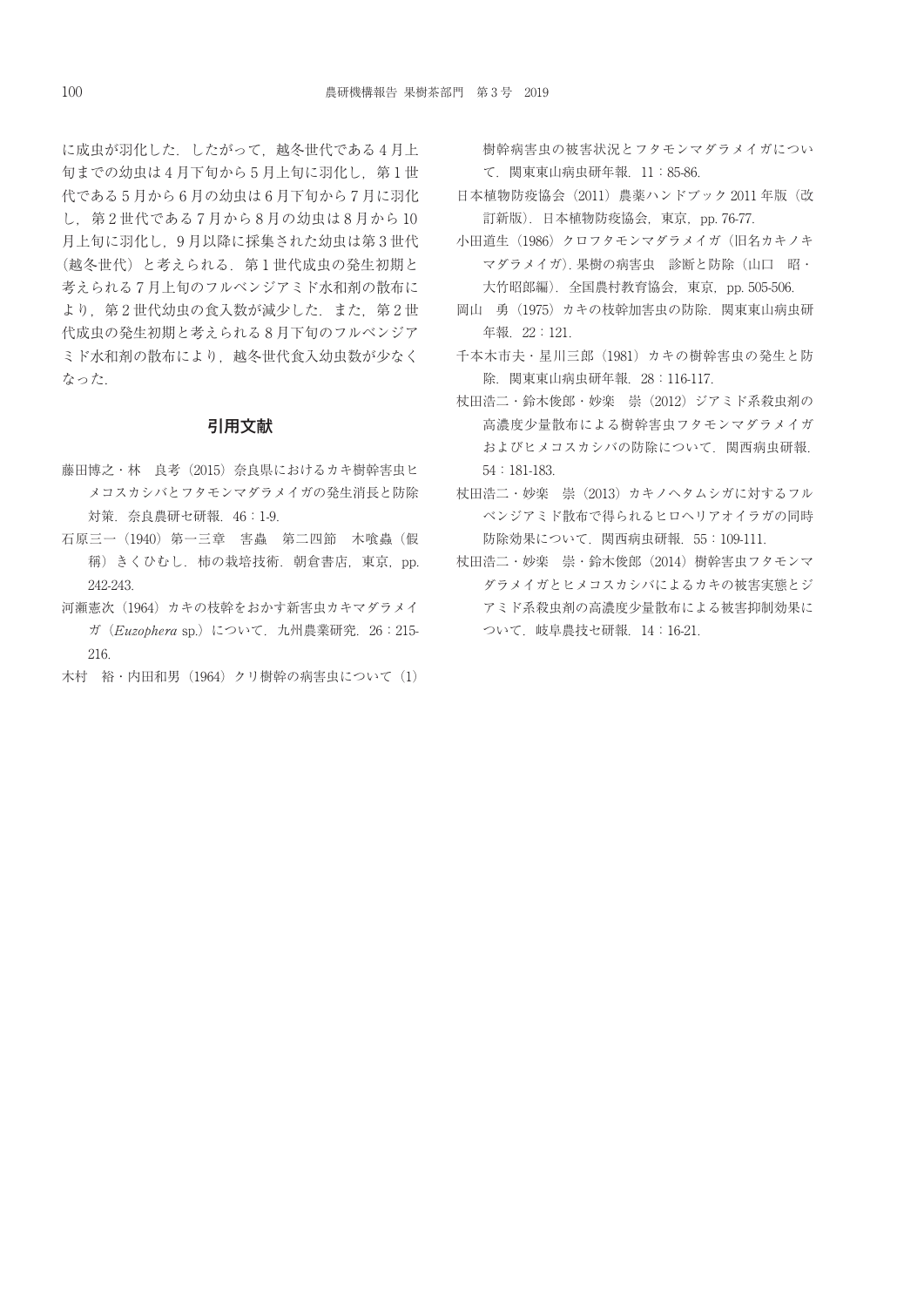に成虫が羽化した．したがって，越冬世代である4月上旬までの幼虫は4月下旬から5月上旬に羽化し，第1世代である5月から6月の幼虫は6月下旬から7月に羽化し，第2世代である7月から8月の幼虫は8月から10月上旬に羽化し，9月以降に採集された幼虫は第3世代（越冬世代）と考えられる．第1世代成虫の発生初期と考えられる7月上旬のフルベンジアミド水和剤の散布により，第2世代幼虫の食入数が減少した．また，第2世代成虫の発生初期と考えられる8月下旬のフルベンジアミド水和剤の散布により，越冬世代食入幼虫数が少なくなった．

## 引用文献

藤田博之・林　良考（2015）奈良県におけるカキ樹幹害虫ヒメコスカシバとフタモンマダラメイガの発生消長と防除対策．奈良農研セ研報．46：1-9.

石原三一（1940）第一三章　害蟲　第二四節　木喰蟲（假稱）きくひむし．柿の栽培技術．朝倉書店，東京，pp. 242-243.

河瀬憲次（1964）カキの枝幹をおかす新害虫カキマダラメイガ（*Euzophera* sp.）について．九州農業研究．26：215-216.

木村　裕・内田和男（1964）クリ樹幹の病害虫について（1）樹幹病害虫の被害状況とフタモンマダラメイガについて．関東東山病虫研年報．11：85-86.

日本植物防疫協会（2011）農薬ハンドブック2011年版（改訂新版）．日本植物防疫協会，東京，pp. 76-77.

小田道生（1986）クロフタモンマダラメイガ（旧名カキノキマダラメイガ）．果樹の病害虫　診断と防除（山口　昭・大竹昭郎編）．全国農村教育協会，東京，pp. 505-506.

岡山　勇（1975）カキの枝幹加害虫の防除．関東東山病虫研年報．22：121.

千本木市夫・星川三郎（1981）カキの樹幹害虫の発生と防除．関東東山病虫研年報．28：116-117.

杖田浩二・鈴木俊郎・妙楽　崇（2012）ジアミド系殺虫剤の高濃度少量散布による樹幹害虫フタモンマダラメイガおよびヒメコスカシバの防除について．関西病虫研報．54：181-183.

杖田浩二・妙楽　崇（2013）カキノヘタムシガに対するフルベンジアミド散布で得られるヒロヘリアオイラガの同時防除効果について．関西病虫研報．55：109-111.

杖田浩二・妙楽　崇・鈴木俊郎（2014）樹幹害虫フタモンマダラメイガとヒメコスカシバによるカキの被害実態とジアミド系殺虫剤の高濃度少量散布による被害抑制効果について．岐阜農技セ研報．14：16-21.